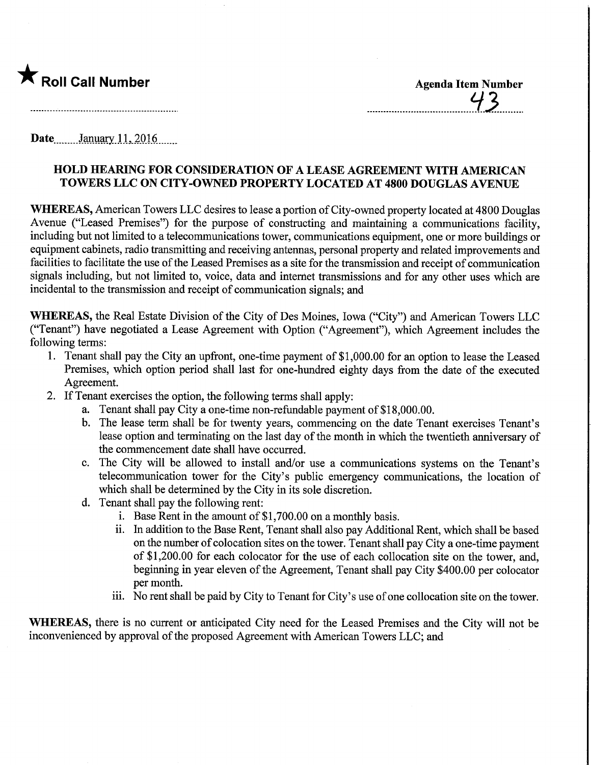★ **Roll Call Number**

**Agenda Item Number**
43

**Date** January 11, 2016

## HOLD HEARING FOR CONSIDERATION OF A LEASE AGREEMENT WITH AMERICAN TOWERS LLC ON CITY-OWNED PROPERTY LOCATED AT 4800 DOUGLAS AVENUE

**WHEREAS,** American Towers LLC desires to lease a portion of City-owned property located at 4800 Douglas Avenue ("Leased Premises") for the purpose of constructing and maintaining a communications facility, including but not limited to a telecommunications tower, communications equipment, one or more buildings or equipment cabinets, radio transmitting and receiving antennas, personal property and related improvements and facilities to facilitate the use of the Leased Premises as a site for the transmission and receipt of communication signals including, but not limited to, voice, data and internet transmissions and for any other uses which are incidental to the transmission and receipt of communication signals; and

**WHEREAS,** the Real Estate Division of the City of Des Moines, Iowa ("City") and American Towers LLC ("Tenant") have negotiated a Lease Agreement with Option ("Agreement"), which Agreement includes the following terms:

1. Tenant shall pay the City an upfront, one-time payment of $1,000.00 for an option to lease the Leased Premises, which option period shall last for one-hundred eighty days from the date of the executed Agreement.
2. If Tenant exercises the option, the following terms shall apply:
   a. Tenant shall pay City a one-time non-refundable payment of $18,000.00.
   b. The lease term shall be for twenty years, commencing on the date Tenant exercises Tenant's lease option and terminating on the last day of the month in which the twentieth anniversary of the commencement date shall have occurred.
   c. The City will be allowed to install and/or use a communications systems on the Tenant's telecommunication tower for the City's public emergency communications, the location of which shall be determined by the City in its sole discretion.
   d. Tenant shall pay the following rent:
      i. Base Rent in the amount of $1,700.00 on a monthly basis.
      ii. In addition to the Base Rent, Tenant shall also pay Additional Rent, which shall be based on the number of colocation sites on the tower. Tenant shall pay City a one-time payment of $1,200.00 for each colocator for the use of each collocation site on the tower, and, beginning in year eleven of the Agreement, Tenant shall pay City $400.00 per colocator per month.
      iii. No rent shall be paid by City to Tenant for City's use of one collocation site on the tower.

**WHEREAS,** there is no current or anticipated City need for the Leased Premises and the City will not be inconvenienced by approval of the proposed Agreement with American Towers LLC; and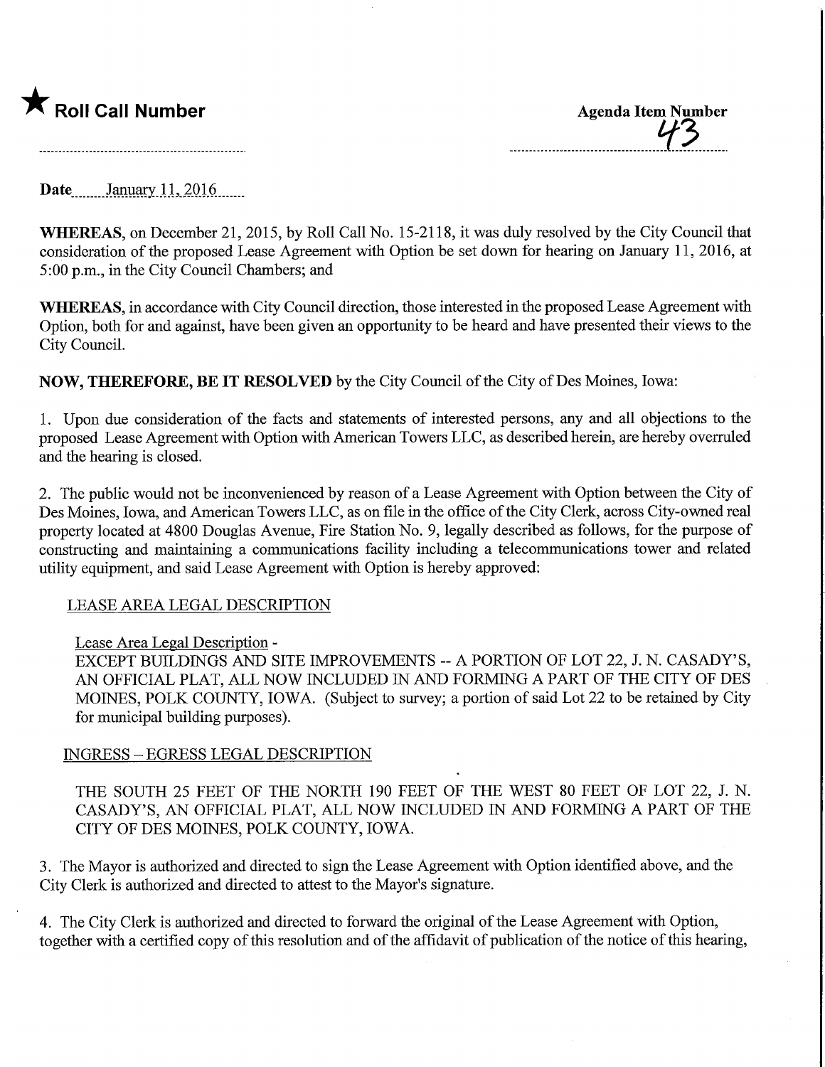★ **Roll Call Number**

**Agenda Item Number**
43

**Date** January 11, 2016

**WHEREAS**, on December 21, 2015, by Roll Call No. 15-2118, it was duly resolved by the City Council that consideration of the proposed Lease Agreement with Option be set down for hearing on January 11, 2016, at 5:00 p.m., in the City Council Chambers; and

**WHEREAS**, in accordance with City Council direction, those interested in the proposed Lease Agreement with Option, both for and against, have been given an opportunity to be heard and have presented their views to the City Council.

**NOW, THEREFORE, BE IT RESOLVED** by the City Council of the City of Des Moines, Iowa:

1. Upon due consideration of the facts and statements of interested persons, any and all objections to the proposed Lease Agreement with Option with American Towers LLC, as described herein, are hereby overruled and the hearing is closed.

2. The public would not be inconvenienced by reason of a Lease Agreement with Option between the City of Des Moines, Iowa, and American Towers LLC, as on file in the office of the City Clerk, across City-owned real property located at 4800 Douglas Avenue, Fire Station No. 9, legally described as follows, for the purpose of constructing and maintaining a communications facility including a telecommunications tower and related utility equipment, and said Lease Agreement with Option is hereby approved:

LEASE AREA LEGAL DESCRIPTION

Lease Area Legal Description -
EXCEPT BUILDINGS AND SITE IMPROVEMENTS -- A PORTION OF LOT 22, J. N. CASADY'S, AN OFFICIAL PLAT, ALL NOW INCLUDED IN AND FORMING A PART OF THE CITY OF DES MOINES, POLK COUNTY, IOWA. (Subject to survey; a portion of said Lot 22 to be retained by City for municipal building purposes).

INGRESS – EGRESS LEGAL DESCRIPTION

THE SOUTH 25 FEET OF THE NORTH 190 FEET OF THE WEST 80 FEET OF LOT 22, J. N. CASADY'S, AN OFFICIAL PLAT, ALL NOW INCLUDED IN AND FORMING A PART OF THE CITY OF DES MOINES, POLK COUNTY, IOWA.

3. The Mayor is authorized and directed to sign the Lease Agreement with Option identified above, and the City Clerk is authorized and directed to attest to the Mayor's signature.

4. The City Clerk is authorized and directed to forward the original of the Lease Agreement with Option, together with a certified copy of this resolution and of the affidavit of publication of the notice of this hearing,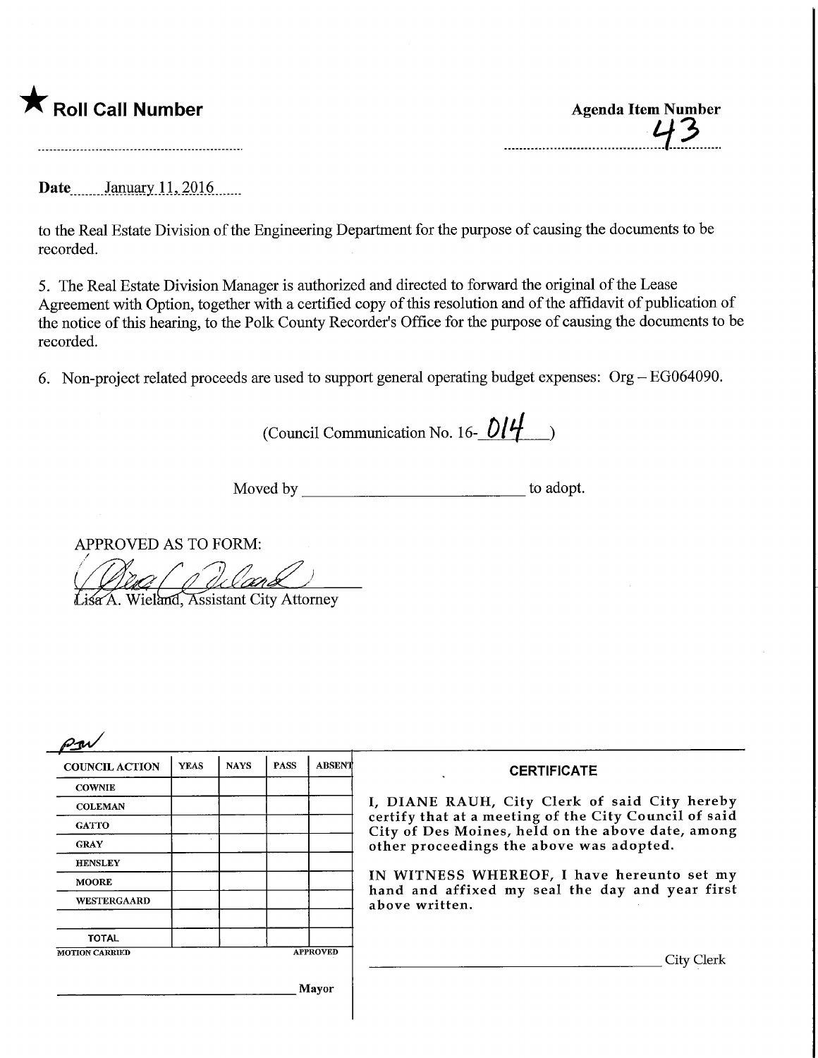★ **Roll Call Number**

**Agenda Item Number**
43

**Date** January 11, 2016

to the Real Estate Division of the Engineering Department for the purpose of causing the documents to be recorded.

5. The Real Estate Division Manager is authorized and directed to forward the original of the Lease Agreement with Option, together with a certified copy of this resolution and of the affidavit of publication of the notice of this hearing, to the Polk County Recorder's Office for the purpose of causing the documents to be recorded.

6. Non-project related proceeds are used to support general operating budget expenses: Org – EG064090.

(Council Communication No. 16-014)

Moved by ____________________________ to adopt.

APPROVED AS TO FORM:

Lisa A. Wieland, Assistant City Attorney

| COUNCIL ACTION | YEAS | NAYS | PASS | ABSENT |
|---|---|---|---|---|
| COWNIE | | | | |
| COLEMAN | | | | |
| GATTO | | | | |
| GRAY | | | | |
| HENSLEY | | | | |
| MOORE | | | | |
| WESTERGAARD | | | | |
| | | | | |
| TOTAL | | | | |

MOTION CARRIED APPROVED

________________________ Mayor

**CERTIFICATE**

I, DIANE RAUH, City Clerk of said City hereby certify that at a meeting of the City Council of said City of Des Moines, held on the above date, among other proceedings the above was adopted.

IN WITNESS WHEREOF, I have hereunto set my hand and affixed my seal the day and year first above written.

________________________ City Clerk